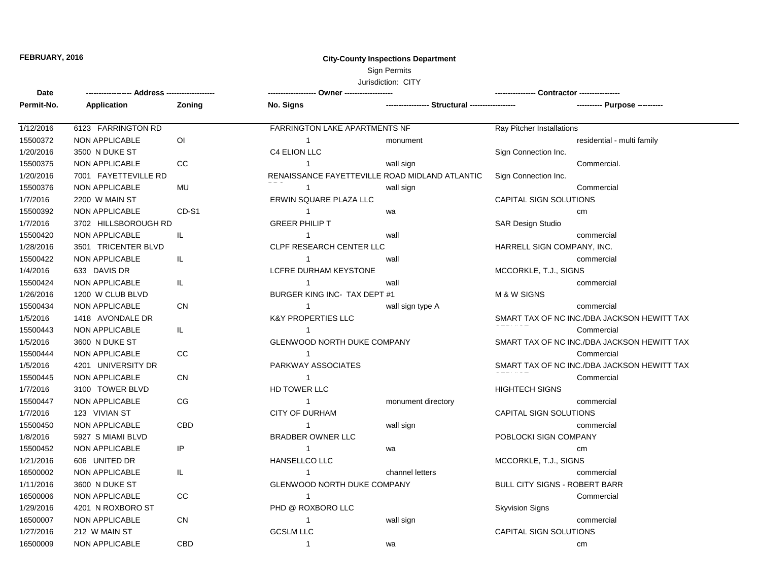**FEBRUARY, 2016**

**City-County Inspections Department**

Sign Permits

Jurisdiction: CITY

| Date / Permit-No. | Address / Application | Zoning | Owner / No. Signs | Structural | Contractor / Purpose |
|---|---|---|---|---|---|
| 1/12/2016 | 6123 FARRINGTON RD | | FARRINGTON LAKE APARTMENTS NF | | Ray Pitcher Installations |
| 15500372 | NON APPLICABLE | OI | 1 | monument | residential - multi family |
| 1/20/2016 | 3500 N DUKE ST | | C4 ELION LLC | | Sign Connection Inc. |
| 15500375 | NON APPLICABLE | CC | 1 | wall sign | Commercial. |
| 1/20/2016 | 7001 FAYETTEVILLE RD | | RENAISSANCE FAYETTEVILLE ROAD MIDLAND ATLANTIC | | Sign Connection Inc. |
| 15500376 | NON APPLICABLE | MU | 1 | wall sign | Commercial |
| 1/7/2016 | 2200 W MAIN ST | | ERWIN SQUARE PLAZA LLC | | CAPITAL SIGN SOLUTIONS |
| 15500392 | NON APPLICABLE | CD-S1 | 1 | wa | cm |
| 1/7/2016 | 3702 HILLSBOROUGH RD | | GREER PHILIP T | | SAR Design Studio |
| 15500420 | NON APPLICABLE | IL | 1 | wall | commercial |
| 1/28/2016 | 3501 TRICENTER BLVD | | CLPF RESEARCH CENTER LLC | | HARRELL SIGN COMPANY, INC. |
| 15500422 | NON APPLICABLE | IL | 1 | wall | commercial |
| 1/4/2016 | 633 DAVIS DR | | LCFRE DURHAM KEYSTONE | | MCCORKLE, T.J., SIGNS |
| 15500424 | NON APPLICABLE | IL | 1 | wall | commercial |
| 1/26/2016 | 1200 W CLUB BLVD | | BURGER KING INC- TAX DEPT #1 | | M & W SIGNS |
| 15500434 | NON APPLICABLE | CN | 1 | wall sign type A | commercial |
| 1/5/2016 | 1418 AVONDALE DR | | K&Y PROPERTIES LLC | | SMART TAX OF NC INC./DBA JACKSON HEWITT TAX |
| 15500443 | NON APPLICABLE | IL | 1 | | Commercial |
| 1/5/2016 | 3600 N DUKE ST | | GLENWOOD NORTH DUKE COMPANY | | SMART TAX OF NC INC./DBA JACKSON HEWITT TAX |
| 15500444 | NON APPLICABLE | CC | 1 | | Commercial |
| 1/5/2016 | 4201 UNIVERSITY DR | | PARKWAY ASSOCIATES | | SMART TAX OF NC INC./DBA JACKSON HEWITT TAX |
| 15500445 | NON APPLICABLE | CN | 1 | | Commercial |
| 1/7/2016 | 3100 TOWER BLVD | | HD TOWER LLC | | HIGHTECH SIGNS |
| 15500447 | NON APPLICABLE | CG | 1 | monument directory | commercial |
| 1/7/2016 | 123 VIVIAN ST | | CITY OF DURHAM | | CAPITAL SIGN SOLUTIONS |
| 15500450 | NON APPLICABLE | CBD | 1 | wall sign | commercial |
| 1/8/2016 | 5927 S MIAMI BLVD | | BRADBER OWNER LLC | | POBLOCKI SIGN COMPANY |
| 15500452 | NON APPLICABLE | IP | 1 | wa | cm |
| 1/21/2016 | 606 UNITED DR | | HANSELLCO LLC | | MCCORKLE, T.J., SIGNS |
| 16500002 | NON APPLICABLE | IL | 1 | channel letters | commercial |
| 1/11/2016 | 3600 N DUKE ST | | GLENWOOD NORTH DUKE COMPANY | | BULL CITY SIGNS - ROBERT BARR |
| 16500006 | NON APPLICABLE | CC | 1 | | Commercial |
| 1/29/2016 | 4201 N ROXBORO ST | | PHD @ ROXBORO LLC | | Skyvision Signs |
| 16500007 | NON APPLICABLE | CN | 1 | wall sign | commercial |
| 1/27/2016 | 212 W MAIN ST | | GCSLM LLC | | CAPITAL SIGN SOLUTIONS |
| 16500009 | NON APPLICABLE | CBD | 1 | wa | cm |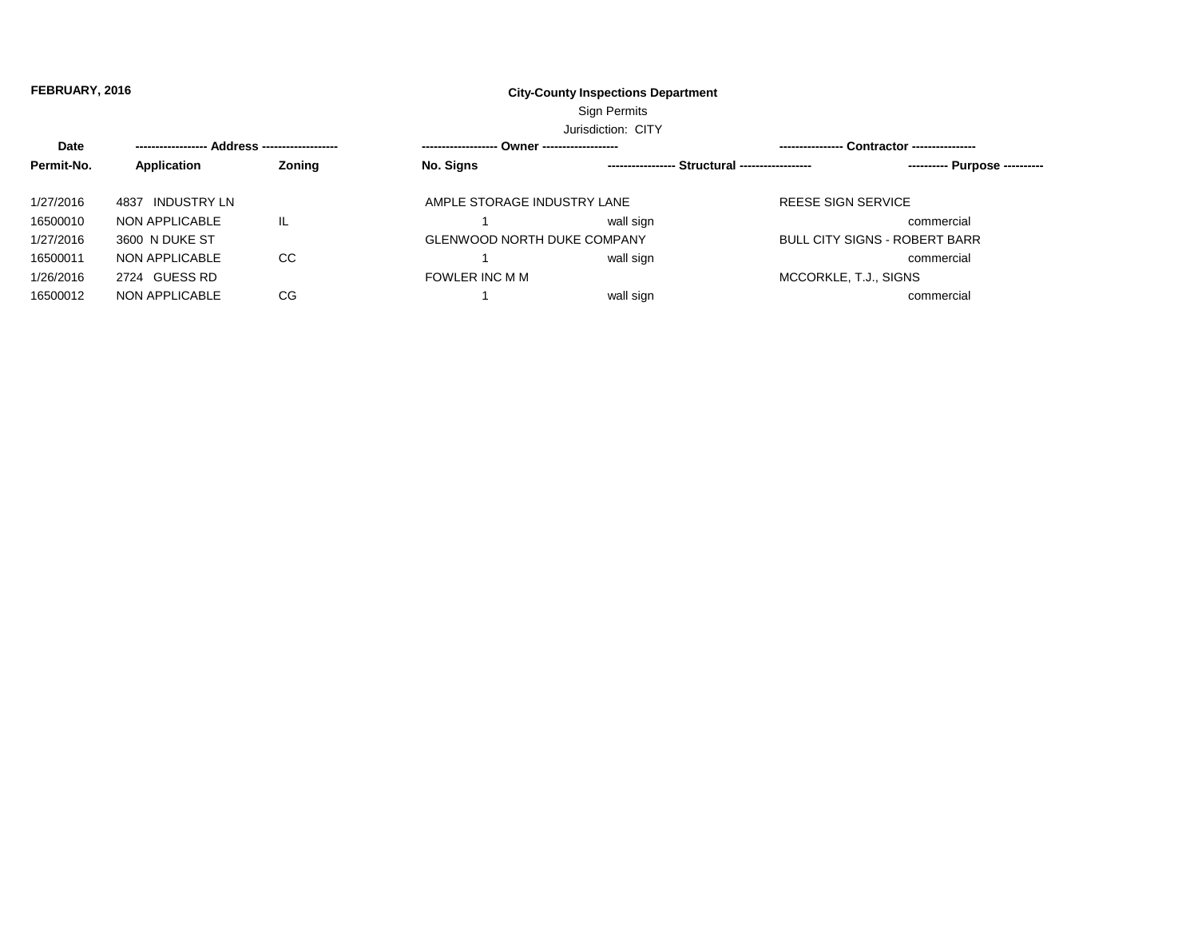**FEBRUARY, 2016**

**City-County Inspections Department**

Sign Permits

Jurisdiction: CITY

| Date / Permit-No. | Address / Application | Zoning | Owner / No. Signs | Structural | Contractor / Purpose |
|---|---|---|---|---|---|
| 1/27/2016 | 4837 INDUSTRY LN | | AMPLE STORAGE INDUSTRY LANE | | REESE SIGN SERVICE |
| 16500010 | NON APPLICABLE | IL | 1 | wall sign | commercial |
| 1/27/2016 | 3600 N DUKE ST | | GLENWOOD NORTH DUKE COMPANY | | BULL CITY SIGNS - ROBERT BARR |
| 16500011 | NON APPLICABLE | CC | 1 | wall sign | commercial |
| 1/26/2016 | 2724 GUESS RD | | FOWLER INC M M | | MCCORKLE, T.J., SIGNS |
| 16500012 | NON APPLICABLE | CG | 1 | wall sign | commercial |